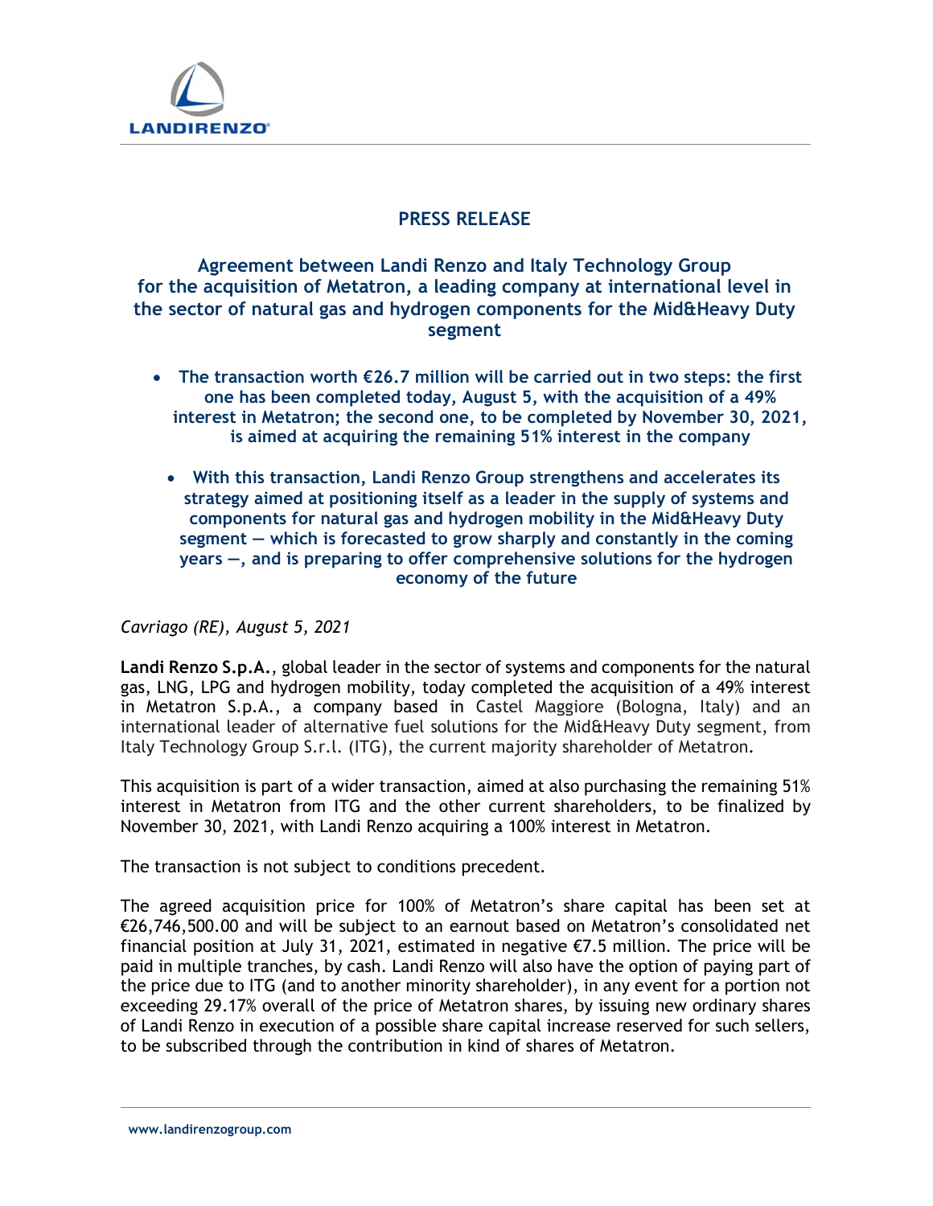# PRESS RELEASE

## Agreement between Landi Renzo and Italy Technology Group for the acquisition of Metatron, a leading company at international level in the sector of natural gas and hydrogen components for the Mid&Heavy Duty segment

- **The transaction worth €26.7 million will be carried out in two steps: the first one has been completed today, August 5, with the acquisition of a 49% interest in Metatron; the second one, to be completed by November 30, 2021, is aimed at acquiring the remaining 51% interest in the company**
- **With this transaction, Landi Renzo Group strengthens and accelerates its strategy aimed at positioning itself as a leader in the supply of systems and components for natural gas and hydrogen mobility in the Mid&Heavy Duty segment — which is forecasted to grow sharply and constantly in the coming years —, and is preparing to offer comprehensive solutions for the hydrogen economy of the future**

*Cavriago (RE), August 5, 2021*

**Landi Renzo S.p.A.**, global leader in the sector of systems and components for the natural gas, LNG, LPG and hydrogen mobility, today completed the acquisition of a 49% interest in Metatron S.p.A., a company based in Castel Maggiore (Bologna, Italy) and an international leader of alternative fuel solutions for the Mid&Heavy Duty segment, from Italy Technology Group S.r.l. (ITG), the current majority shareholder of Metatron.

This acquisition is part of a wider transaction, aimed at also purchasing the remaining 51% interest in Metatron from ITG and the other current shareholders, to be finalized by November 30, 2021, with Landi Renzo acquiring a 100% interest in Metatron.

The transaction is not subject to conditions precedent.

The agreed acquisition price for 100% of Metatron's share capital has been set at €26,746,500.00 and will be subject to an earnout based on Metatron's consolidated net financial position at July 31, 2021, estimated in negative €7.5 million. The price will be paid in multiple tranches, by cash. Landi Renzo will also have the option of paying part of the price due to ITG (and to another minority shareholder), in any event for a portion not exceeding 29.17% overall of the price of Metatron shares, by issuing new ordinary shares of Landi Renzo in execution of a possible share capital increase reserved for such sellers, to be subscribed through the contribution in kind of shares of Metatron.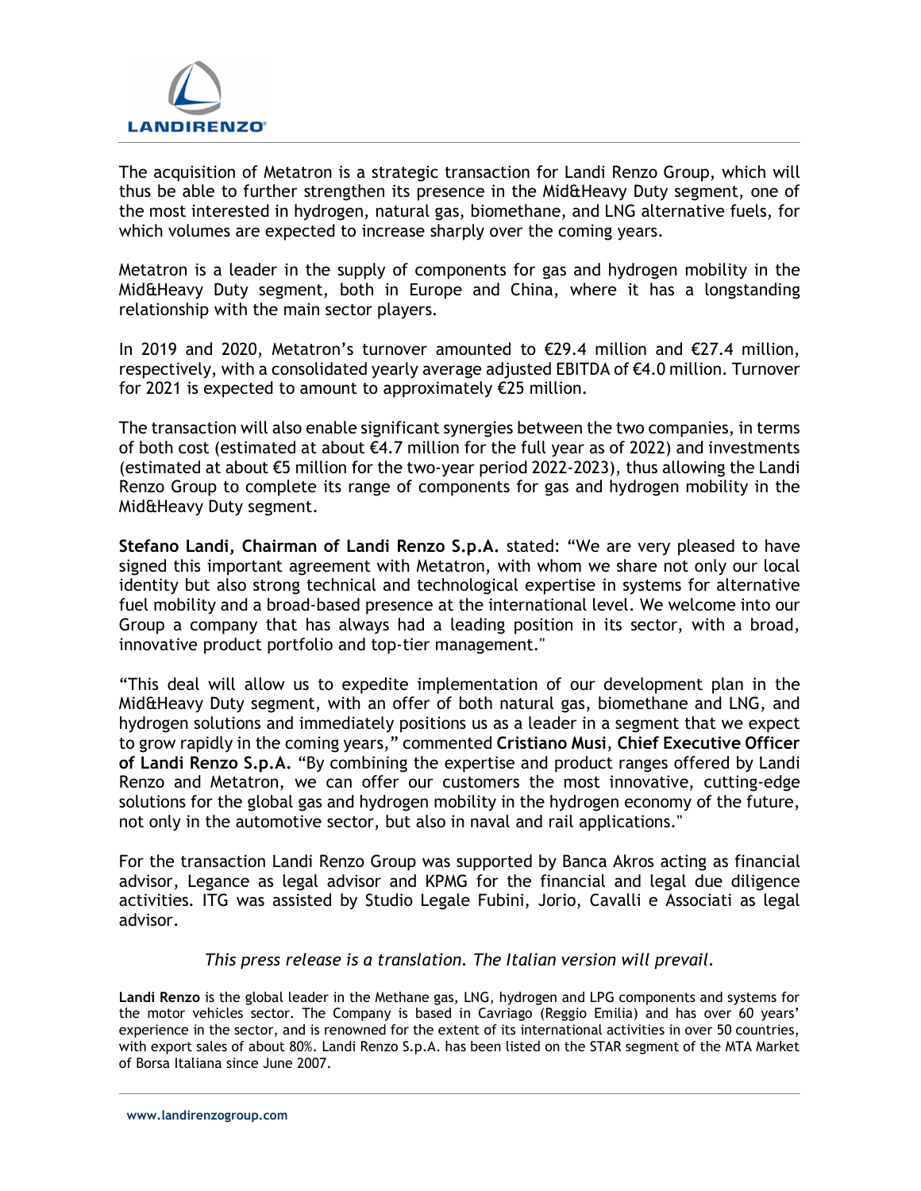The acquisition of Metatron is a strategic transaction for Landi Renzo Group, which will thus be able to further strengthen its presence in the Mid&Heavy Duty segment, one of the most interested in hydrogen, natural gas, biomethane, and LNG alternative fuels, for which volumes are expected to increase sharply over the coming years.

Metatron is a leader in the supply of components for gas and hydrogen mobility in the Mid&Heavy Duty segment, both in Europe and China, where it has a longstanding relationship with the main sector players.

In 2019 and 2020, Metatron's turnover amounted to €29.4 million and €27.4 million, respectively, with a consolidated yearly average adjusted EBITDA of €4.0 million. Turnover for 2021 is expected to amount to approximately €25 million.

The transaction will also enable significant synergies between the two companies, in terms of both cost (estimated at about €4.7 million for the full year as of 2022) and investments (estimated at about €5 million for the two-year period 2022-2023), thus allowing the Landi Renzo Group to complete its range of components for gas and hydrogen mobility in the Mid&Heavy Duty segment.

**Stefano Landi, Chairman of Landi Renzo S.p.A.** stated: "We are very pleased to have signed this important agreement with Metatron, with whom we share not only our local identity but also strong technical and technological expertise in systems for alternative fuel mobility and a broad-based presence at the international level. We welcome into our Group a company that has always had a leading position in its sector, with a broad, innovative product portfolio and top-tier management."

"This deal will allow us to expedite implementation of our development plan in the Mid&Heavy Duty segment, with an offer of both natural gas, biomethane and LNG, and hydrogen solutions and immediately positions us as a leader in a segment that we expect to grow rapidly in the coming years," commented **Cristiano Musi**, **Chief Executive Officer of Landi Renzo S.p.A.** "By combining the expertise and product ranges offered by Landi Renzo and Metatron, we can offer our customers the most innovative, cutting-edge solutions for the global gas and hydrogen mobility in the hydrogen economy of the future, not only in the automotive sector, but also in naval and rail applications."

For the transaction Landi Renzo Group was supported by Banca Akros acting as financial advisor, Legance as legal advisor and KPMG for the financial and legal due diligence activities. ITG was assisted by Studio Legale Fubini, Jorio, Cavalli e Associati as legal advisor.

*This press release is a translation. The Italian version will prevail.*

**Landi Renzo** is the global leader in the Methane gas, LNG, hydrogen and LPG components and systems for the motor vehicles sector. The Company is based in Cavriago (Reggio Emilia) and has over 60 years' experience in the sector, and is renowned for the extent of its international activities in over 50 countries, with export sales of about 80%. Landi Renzo S.p.A. has been listed on the STAR segment of the MTA Market of Borsa Italiana since June 2007.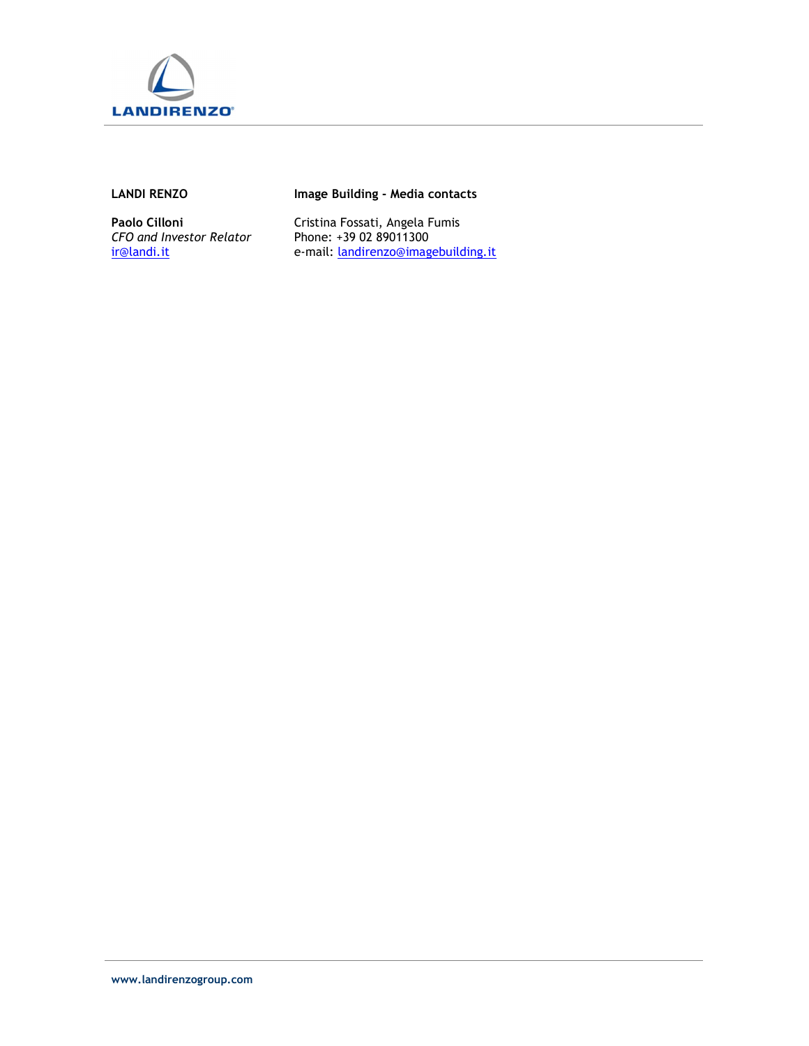**LANDI RENZO**

**Paolo Cilloni**
*CFO and Investor Relator*
ir@landi.it

**Image Building - Media contacts**

Cristina Fossati, Angela Fumis
Phone: +39 02 89011300
e-mail: landirenzo@imagebuilding.it

**www.landirenzogroup.com**